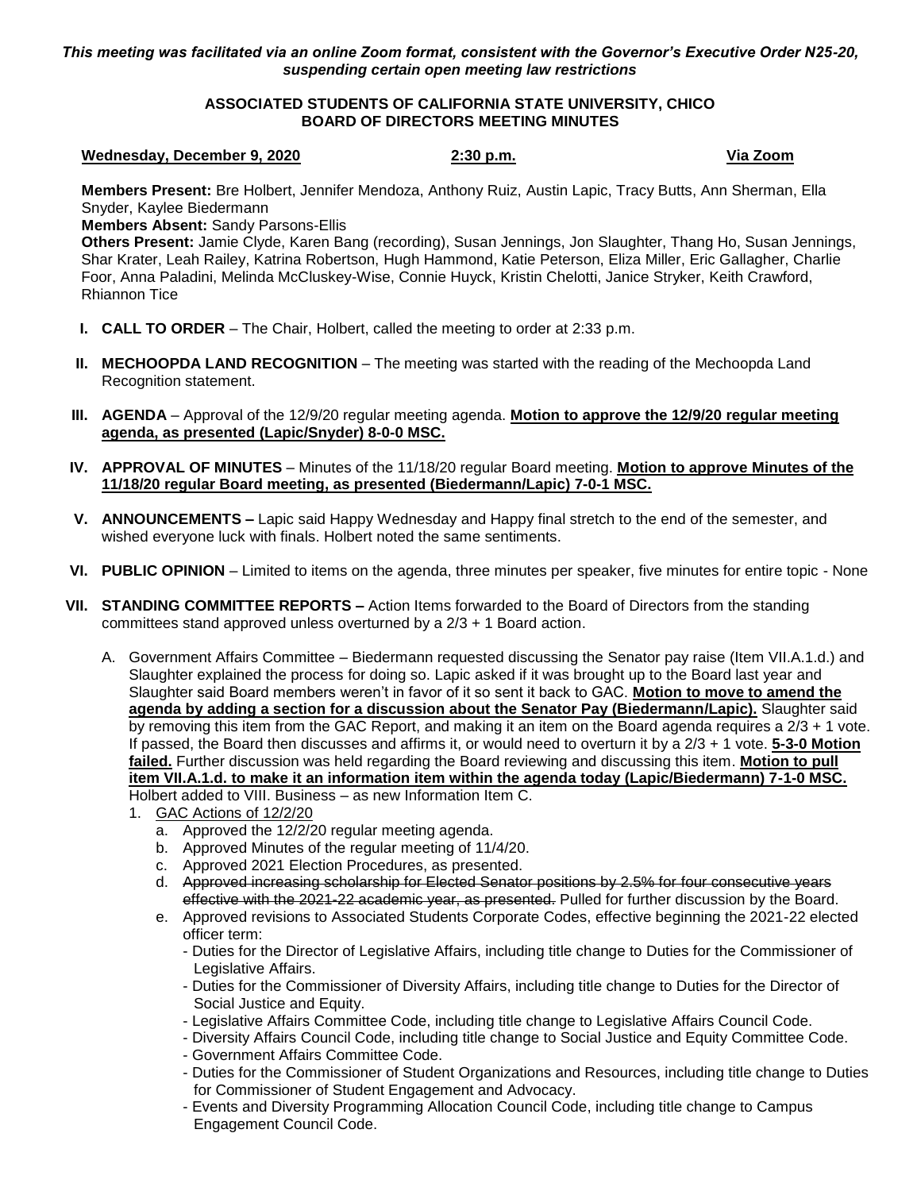*This meeting was facilitated via an online Zoom format, consistent with the Governor's Executive Order N25-20, suspending certain open meeting law restrictions*

**ASSOCIATED STUDENTS OF CALIFORNIA STATE UNIVERSITY, CHICO**
**BOARD OF DIRECTORS MEETING MINUTES**

**Wednesday, December 9, 2020** **2:30 p.m.** **Via Zoom**

**Members Present:** Bre Holbert, Jennifer Mendoza, Anthony Ruiz, Austin Lapic, Tracy Butts, Ann Sherman, Ella Snyder, Kaylee Biedermann
**Members Absent:** Sandy Parsons-Ellis
**Others Present:** Jamie Clyde, Karen Bang (recording), Susan Jennings, Jon Slaughter, Thang Ho, Susan Jennings, Shar Krater, Leah Railey, Katrina Robertson, Hugh Hammond, Katie Peterson, Eliza Miller, Eric Gallagher, Charlie Foor, Anna Paladini, Melinda McCluskey-Wise, Connie Huyck, Kristin Chelotti, Janice Stryker, Keith Crawford, Rhiannon Tice

**I. CALL TO ORDER** – The Chair, Holbert, called the meeting to order at 2:33 p.m.

**II. MECHOOPDA LAND RECOGNITION** – The meeting was started with the reading of the Mechoopda Land Recognition statement.

**III. AGENDA** – Approval of the 12/9/20 regular meeting agenda. **Motion to approve the 12/9/20 regular meeting agenda, as presented (Lapic/Snyder) 8-0-0 MSC.**

**IV. APPROVAL OF MINUTES** – Minutes of the 11/18/20 regular Board meeting. **Motion to approve Minutes of the 11/18/20 regular Board meeting, as presented (Biedermann/Lapic) 7-0-1 MSC.**

**V. ANNOUNCEMENTS –** Lapic said Happy Wednesday and Happy final stretch to the end of the semester, and wished everyone luck with finals. Holbert noted the same sentiments.

**VI. PUBLIC OPINION** – Limited to items on the agenda, three minutes per speaker, five minutes for entire topic - None

**VII. STANDING COMMITTEE REPORTS –** Action Items forwarded to the Board of Directors from the standing committees stand approved unless overturned by a 2/3 + 1 Board action.

A. Government Affairs Committee – Biedermann requested discussing the Senator pay raise (Item VII.A.1.d.) and Slaughter explained the process for doing so. Lapic asked if it was brought up to the Board last year and Slaughter said Board members weren't in favor of it so sent it back to GAC. **Motion to move to amend the agenda by adding a section for a discussion about the Senator Pay (Biedermann/Lapic).** Slaughter said by removing this item from the GAC Report, and making it an item on the Board agenda requires a 2/3 + 1 vote. If passed, the Board then discusses and affirms it, or would need to overturn it by a 2/3 + 1 vote. **5-3-0 Motion failed.** Further discussion was held regarding the Board reviewing and discussing this item. **Motion to pull item VII.A.1.d. to make it an information item within the agenda today (Lapic/Biedermann) 7-1-0 MSC.** Holbert added to VIII. Business – as new Information Item C.

1. GAC Actions of 12/2/20
   a. Approved the 12/2/20 regular meeting agenda.
   b. Approved Minutes of the regular meeting of 11/4/20.
   c. Approved 2021 Election Procedures, as presented.
   d. ~~Approved increasing scholarship for Elected Senator positions by 2.5% for four consecutive years effective with the 2021-22 academic year, as presented.~~ Pulled for further discussion by the Board.
   e. Approved revisions to Associated Students Corporate Codes, effective beginning the 2021-22 elected officer term:
      - Duties for the Director of Legislative Affairs, including title change to Duties for the Commissioner of Legislative Affairs.
      - Duties for the Commissioner of Diversity Affairs, including title change to Duties for the Director of Social Justice and Equity.
      - Legislative Affairs Committee Code, including title change to Legislative Affairs Council Code.
      - Diversity Affairs Council Code, including title change to Social Justice and Equity Committee Code.
      - Government Affairs Committee Code.
      - Duties for the Commissioner of Student Organizations and Resources, including title change to Duties for Commissioner of Student Engagement and Advocacy.
      - Events and Diversity Programming Allocation Council Code, including title change to Campus Engagement Council Code.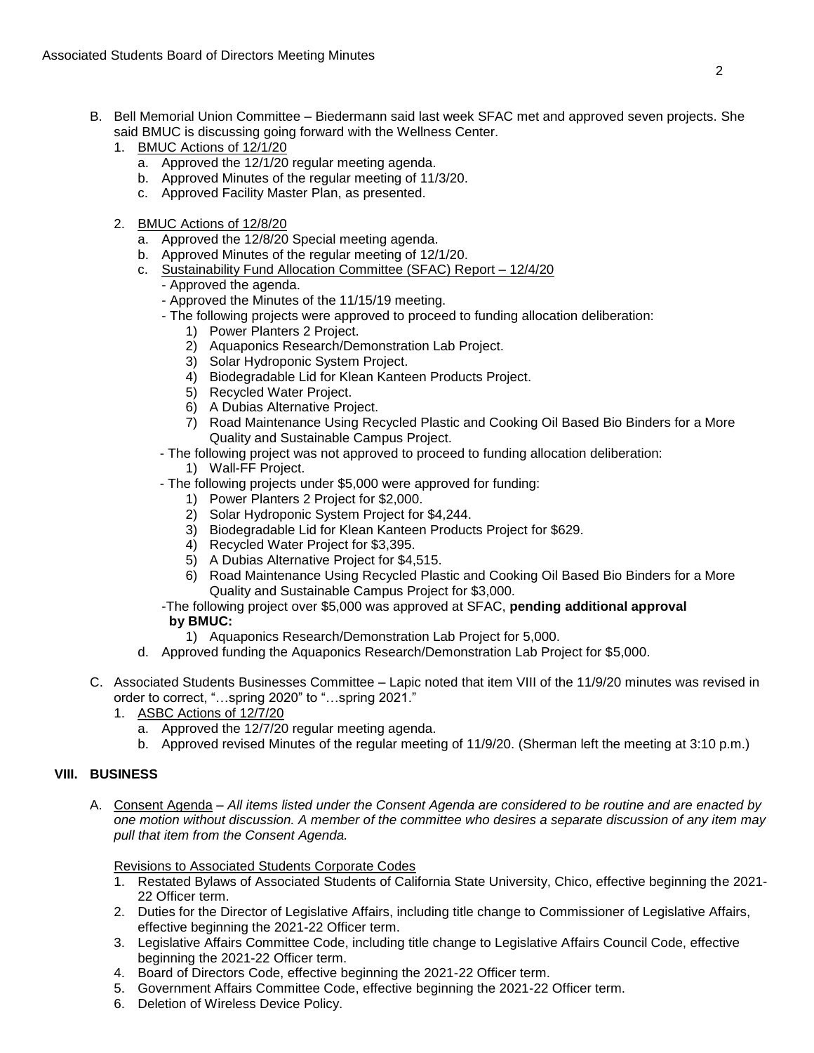B. Bell Memorial Union Committee – Biedermann said last week SFAC met and approved seven projects. She said BMUC is discussing going forward with the Wellness Center.

1. <u>BMUC Actions of 12/1/20</u>
   a. Approved the 12/1/20 regular meeting agenda.
   b. Approved Minutes of the regular meeting of 11/3/20.
   c. Approved Facility Master Plan, as presented.

2. <u>BMUC Actions of 12/8/20</u>
   a. Approved the 12/8/20 Special meeting agenda.
   b. Approved Minutes of the regular meeting of 12/1/20.
   c. <u>Sustainability Fund Allocation Committee (SFAC) Report – 12/4/20</u>
      - Approved the agenda.
      - Approved the Minutes of the 11/15/19 meeting.
      - The following projects were approved to proceed to funding allocation deliberation:
         1) Power Planters 2 Project.
         2) Aquaponics Research/Demonstration Lab Project.
         3) Solar Hydroponic System Project.
         4) Biodegradable Lid for Klean Kanteen Products Project.
         5) Recycled Water Project.
         6) A Dubias Alternative Project.
         7) Road Maintenance Using Recycled Plastic and Cooking Oil Based Bio Binders for a More Quality and Sustainable Campus Project.
      - The following project was not approved to proceed to funding allocation deliberation:
         1) Wall-FF Project.
      - The following projects under $5,000 were approved for funding:
         1) Power Planters 2 Project for $2,000.
         2) Solar Hydroponic System Project for $4,244.
         3) Biodegradable Lid for Klean Kanteen Products Project for $629.
         4) Recycled Water Project for $3,395.
         5) A Dubias Alternative Project for $4,515.
         6) Road Maintenance Using Recycled Plastic and Cooking Oil Based Bio Binders for a More Quality and Sustainable Campus Project for $3,000.
      -The following project over $5,000 was approved at SFAC, **pending additional approval by BMUC:**
         1) Aquaponics Research/Demonstration Lab Project for 5,000.
   d. Approved funding the Aquaponics Research/Demonstration Lab Project for $5,000.

C. Associated Students Businesses Committee – Lapic noted that item VIII of the 11/9/20 minutes was revised in order to correct, "…spring 2020" to "…spring 2021."

1. <u>ASBC Actions of 12/7/20</u>
   a. Approved the 12/7/20 regular meeting agenda.
   b. Approved revised Minutes of the regular meeting of 11/9/20. (Sherman left the meeting at 3:10 p.m.)

## VIII. BUSINESS

A. <u>Consent Agenda</u> – *All items listed under the Consent Agenda are considered to be routine and are enacted by one motion without discussion. A member of the committee who desires a separate discussion of any item may pull that item from the Consent Agenda.*

<u>Revisions to Associated Students Corporate Codes</u>

1. Restated Bylaws of Associated Students of California State University, Chico, effective beginning the 2021-22 Officer term.
2. Duties for the Director of Legislative Affairs, including title change to Commissioner of Legislative Affairs, effective beginning the 2021-22 Officer term.
3. Legislative Affairs Committee Code, including title change to Legislative Affairs Council Code, effective beginning the 2021-22 Officer term.
4. Board of Directors Code, effective beginning the 2021-22 Officer term.
5. Government Affairs Committee Code, effective beginning the 2021-22 Officer term.
6. Deletion of Wireless Device Policy.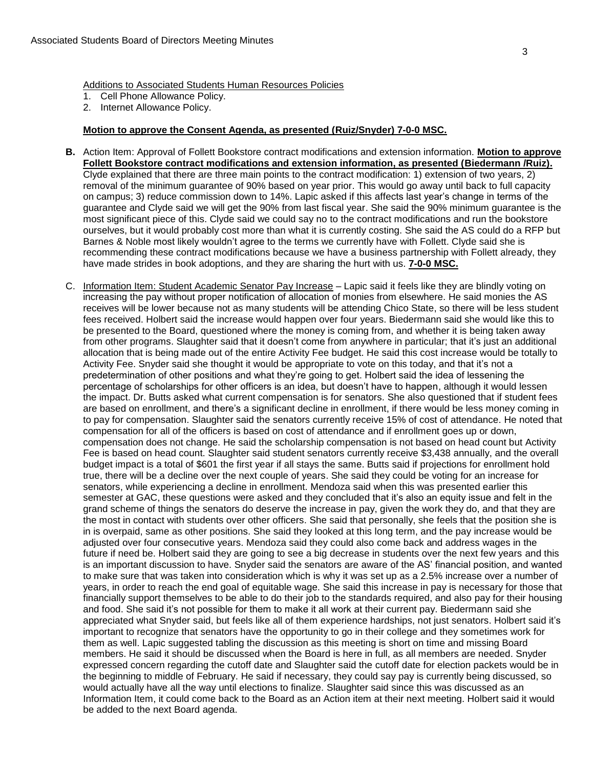Additions to Associated Students Human Resources Policies

1. Cell Phone Allowance Policy.
2. Internet Allowance Policy.

**Motion to approve the Consent Agenda, as presented (Ruiz/Snyder) 7-0-0 MSC.**

**B.** Action Item: Approval of Follett Bookstore contract modifications and extension information. **Motion to approve Follett Bookstore contract modifications and extension information, as presented (Biedermann /Ruiz).** Clyde explained that there are three main points to the contract modification: 1) extension of two years, 2) removal of the minimum guarantee of 90% based on year prior. This would go away until back to full capacity on campus; 3) reduce commission down to 14%. Lapic asked if this affects last year's change in terms of the guarantee and Clyde said we will get the 90% from last fiscal year. She said the 90% minimum guarantee is the most significant piece of this. Clyde said we could say no to the contract modifications and run the bookstore ourselves, but it would probably cost more than what it is currently costing. She said the AS could do a RFP but Barnes & Noble most likely wouldn't agree to the terms we currently have with Follett. Clyde said she is recommending these contract modifications because we have a business partnership with Follett already, they have made strides in book adoptions, and they are sharing the hurt with us. **7-0-0 MSC.**

C. Information Item: Student Academic Senator Pay Increase – Lapic said it feels like they are blindly voting on increasing the pay without proper notification of allocation of monies from elsewhere. He said monies the AS receives will be lower because not as many students will be attending Chico State, so there will be less student fees received. Holbert said the increase would happen over four years. Biedermann said she would like this to be presented to the Board, questioned where the money is coming from, and whether it is being taken away from other programs. Slaughter said that it doesn't come from anywhere in particular; that it's just an additional allocation that is being made out of the entire Activity Fee budget. He said this cost increase would be totally to Activity Fee. Snyder said she thought it would be appropriate to vote on this today, and that it's not a predetermination of other positions and what they're going to get. Holbert said the idea of lessening the percentage of scholarships for other officers is an idea, but doesn't have to happen, although it would lessen the impact. Dr. Butts asked what current compensation is for senators. She also questioned that if student fees are based on enrollment, and there's a significant decline in enrollment, if there would be less money coming in to pay for compensation. Slaughter said the senators currently receive 15% of cost of attendance. He noted that compensation for all of the officers is based on cost of attendance and if enrollment goes up or down, compensation does not change. He said the scholarship compensation is not based on head count but Activity Fee is based on head count. Slaughter said student senators currently receive $3,438 annually, and the overall budget impact is a total of $601 the first year if all stays the same. Butts said if projections for enrollment hold true, there will be a decline over the next couple of years. She said they could be voting for an increase for senators, while experiencing a decline in enrollment. Mendoza said when this was presented earlier this semester at GAC, these questions were asked and they concluded that it's also an equity issue and felt in the grand scheme of things the senators do deserve the increase in pay, given the work they do, and that they are the most in contact with students over other officers. She said that personally, she feels that the position she is in is overpaid, same as other positions. She said they looked at this long term, and the pay increase would be adjusted over four consecutive years. Mendoza said they could also come back and address wages in the future if need be. Holbert said they are going to see a big decrease in students over the next few years and this is an important discussion to have. Snyder said the senators are aware of the AS' financial position, and wanted to make sure that was taken into consideration which is why it was set up as a 2.5% increase over a number of years, in order to reach the end goal of equitable wage. She said this increase in pay is necessary for those that financially support themselves to be able to do their job to the standards required, and also pay for their housing and food. She said it's not possible for them to make it all work at their current pay. Biedermann said she appreciated what Snyder said, but feels like all of them experience hardships, not just senators. Holbert said it's important to recognize that senators have the opportunity to go in their college and they sometimes work for them as well. Lapic suggested tabling the discussion as this meeting is short on time and missing Board members. He said it should be discussed when the Board is here in full, as all members are needed. Snyder expressed concern regarding the cutoff date and Slaughter said the cutoff date for election packets would be in the beginning to middle of February. He said if necessary, they could say pay is currently being discussed, so would actually have all the way until elections to finalize. Slaughter said since this was discussed as an Information Item, it could come back to the Board as an Action item at their next meeting. Holbert said it would be added to the next Board agenda.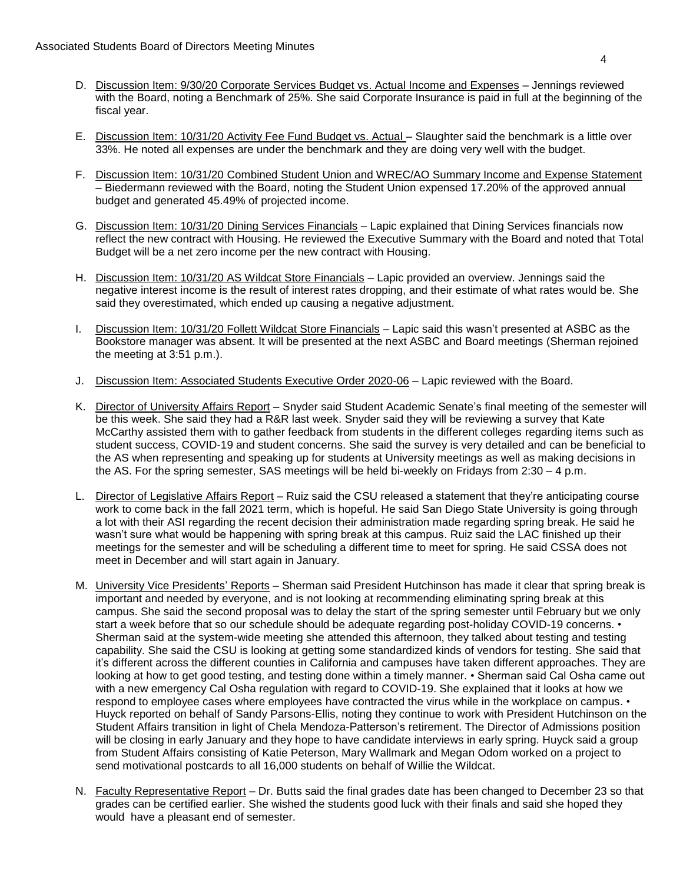D. Discussion Item: 9/30/20 Corporate Services Budget vs. Actual Income and Expenses – Jennings reviewed with the Board, noting a Benchmark of 25%. She said Corporate Insurance is paid in full at the beginning of the fiscal year.

E. Discussion Item: 10/31/20 Activity Fee Fund Budget vs. Actual – Slaughter said the benchmark is a little over 33%. He noted all expenses are under the benchmark and they are doing very well with the budget.

F. Discussion Item: 10/31/20 Combined Student Union and WREC/AO Summary Income and Expense Statement – Biedermann reviewed with the Board, noting the Student Union expensed 17.20% of the approved annual budget and generated 45.49% of projected income.

G. Discussion Item: 10/31/20 Dining Services Financials – Lapic explained that Dining Services financials now reflect the new contract with Housing. He reviewed the Executive Summary with the Board and noted that Total Budget will be a net zero income per the new contract with Housing.

H. Discussion Item: 10/31/20 AS Wildcat Store Financials – Lapic provided an overview. Jennings said the negative interest income is the result of interest rates dropping, and their estimate of what rates would be. She said they overestimated, which ended up causing a negative adjustment.

I. Discussion Item: 10/31/20 Follett Wildcat Store Financials – Lapic said this wasn't presented at ASBC as the Bookstore manager was absent. It will be presented at the next ASBC and Board meetings (Sherman rejoined the meeting at 3:51 p.m.).

J. Discussion Item: Associated Students Executive Order 2020-06 – Lapic reviewed with the Board.

K. Director of University Affairs Report – Snyder said Student Academic Senate's final meeting of the semester will be this week. She said they had a R&R last week. Snyder said they will be reviewing a survey that Kate McCarthy assisted them with to gather feedback from students in the different colleges regarding items such as student success, COVID-19 and student concerns. She said the survey is very detailed and can be beneficial to the AS when representing and speaking up for students at University meetings as well as making decisions in the AS. For the spring semester, SAS meetings will be held bi-weekly on Fridays from 2:30 – 4 p.m.

L. Director of Legislative Affairs Report – Ruiz said the CSU released a statement that they're anticipating course work to come back in the fall 2021 term, which is hopeful. He said San Diego State University is going through a lot with their ASI regarding the recent decision their administration made regarding spring break. He said he wasn't sure what would be happening with spring break at this campus. Ruiz said the LAC finished up their meetings for the semester and will be scheduling a different time to meet for spring. He said CSSA does not meet in December and will start again in January.

M. University Vice Presidents' Reports – Sherman said President Hutchinson has made it clear that spring break is important and needed by everyone, and is not looking at recommending eliminating spring break at this campus. She said the second proposal was to delay the start of the spring semester until February but we only start a week before that so our schedule should be adequate regarding post-holiday COVID-19 concerns. • Sherman said at the system-wide meeting she attended this afternoon, they talked about testing and testing capability. She said the CSU is looking at getting some standardized kinds of vendors for testing. She said that it's different across the different counties in California and campuses have taken different approaches. They are looking at how to get good testing, and testing done within a timely manner. • Sherman said Cal Osha came out with a new emergency Cal Osha regulation with regard to COVID-19. She explained that it looks at how we respond to employee cases where employees have contracted the virus while in the workplace on campus. • Huyck reported on behalf of Sandy Parsons-Ellis, noting they continue to work with President Hutchinson on the Student Affairs transition in light of Chela Mendoza-Patterson's retirement. The Director of Admissions position will be closing in early January and they hope to have candidate interviews in early spring. Huyck said a group from Student Affairs consisting of Katie Peterson, Mary Wallmark and Megan Odom worked on a project to send motivational postcards to all 16,000 students on behalf of Willie the Wildcat.

N. Faculty Representative Report – Dr. Butts said the final grades date has been changed to December 23 so that grades can be certified earlier. She wished the students good luck with their finals and said she hoped they would have a pleasant end of semester.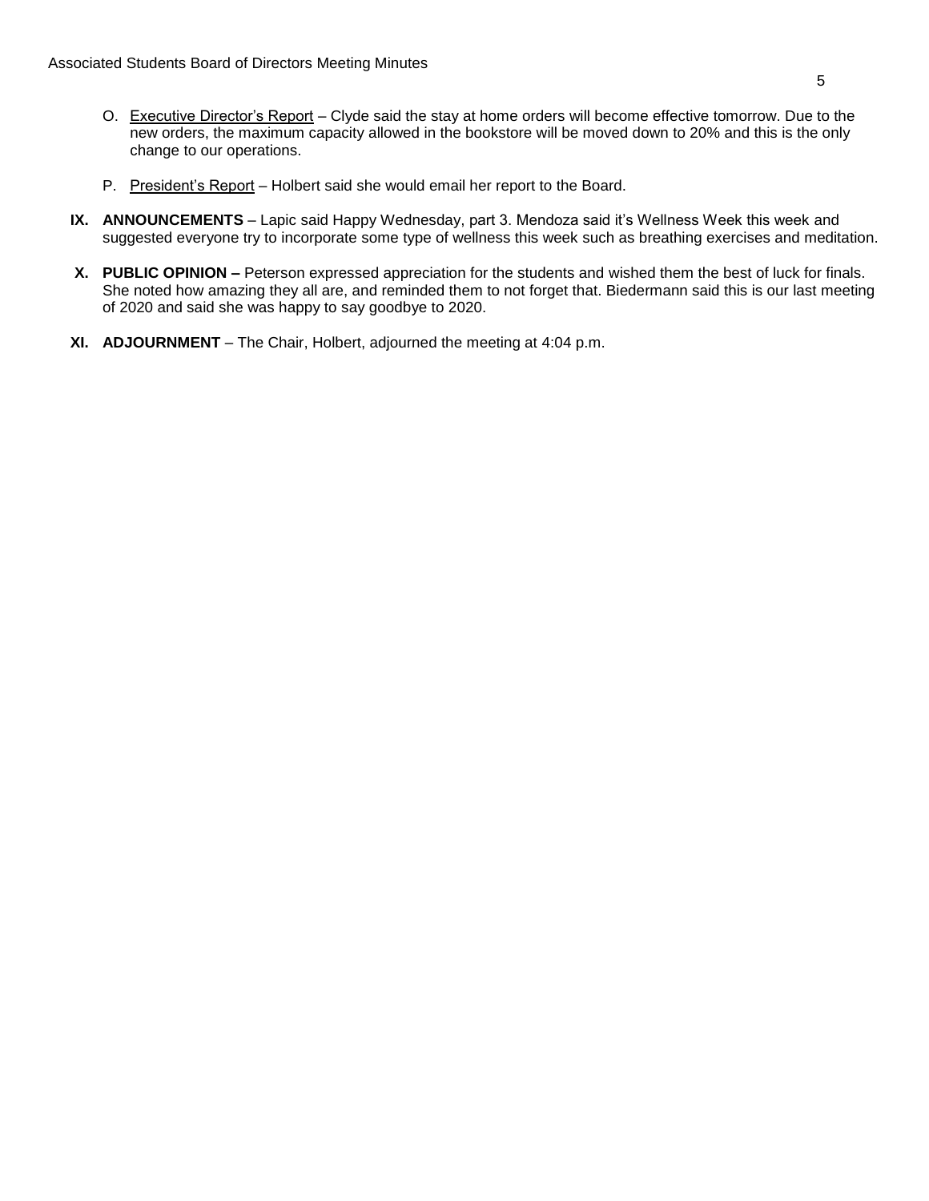O. Executive Director's Report – Clyde said the stay at home orders will become effective tomorrow. Due to the new orders, the maximum capacity allowed in the bookstore will be moved down to 20% and this is the only change to our operations.

P. President's Report – Holbert said she would email her report to the Board.

**IX. ANNOUNCEMENTS** – Lapic said Happy Wednesday, part 3. Mendoza said it's Wellness Week this week and suggested everyone try to incorporate some type of wellness this week such as breathing exercises and meditation.

**X. PUBLIC OPINION –** Peterson expressed appreciation for the students and wished them the best of luck for finals. She noted how amazing they all are, and reminded them to not forget that. Biedermann said this is our last meeting of 2020 and said she was happy to say goodbye to 2020.

**XI. ADJOURNMENT** – The Chair, Holbert, adjourned the meeting at 4:04 p.m.